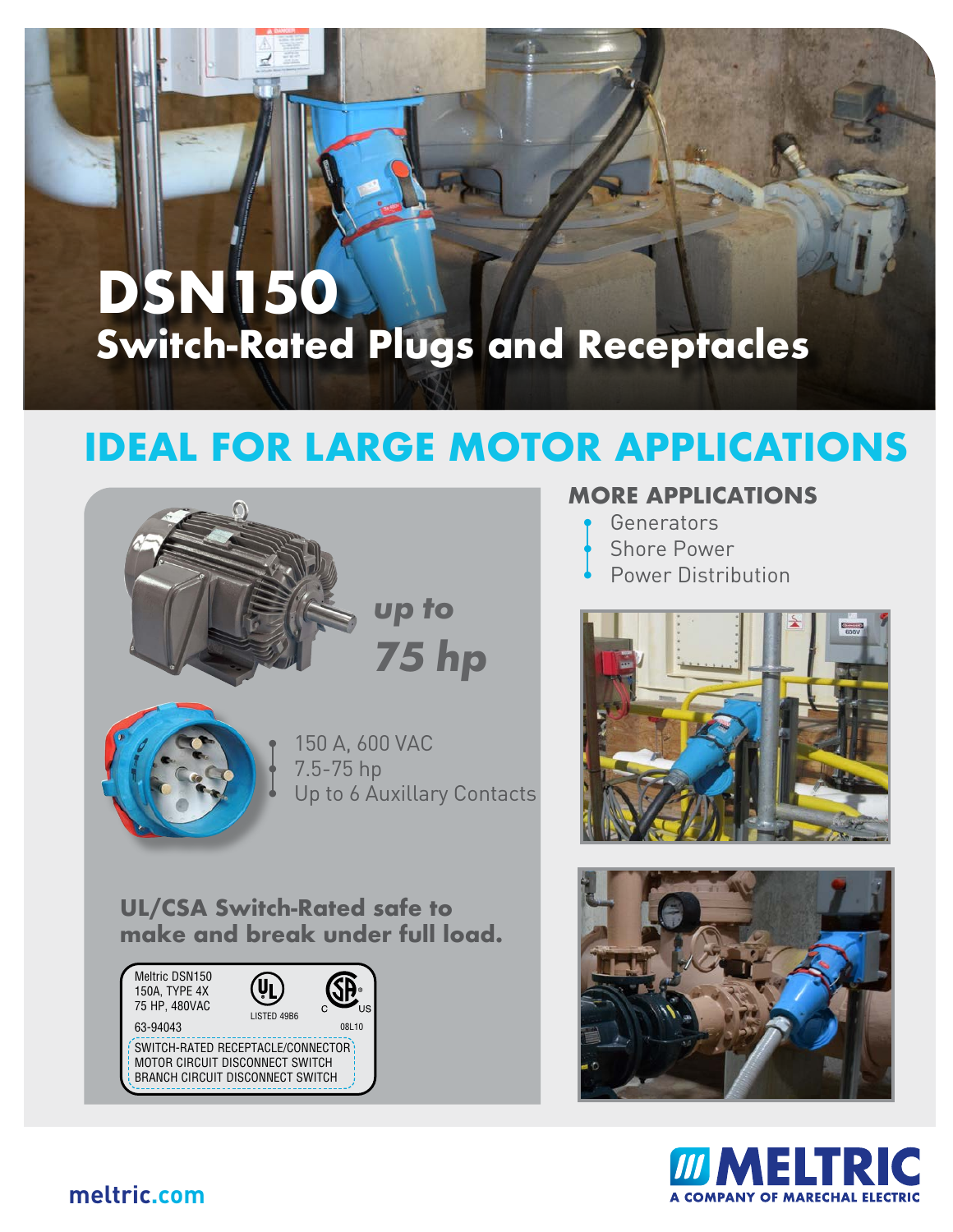# DSN150

## Switch-Rated Plugs and Receptacles

## IDEAL FOR LARGE MOTOR APPLICATIONS

***up to 75 hp***

- 150 A, 600 VAC
- 7.5-75 hp
- Up to 6 Auxillary Contacts

**UL/CSA Switch-Rated safe to make and break under full load.**

Meltric DSN150
150A, TYPE 4X
75 HP, 480VAC
LISTED 49B6
63-94043
08L10
SWITCH-RATED RECEPTACLE/CONNECTOR
MOTOR CIRCUIT DISCONNECT SWITCH
BRANCH CIRCUIT DISCONNECT SWITCH

### MORE APPLICATIONS

- Generators
- Shore Power
- Power Distribution

meltric.com

MELTRIC
A COMPANY OF MARECHAL ELECTRIC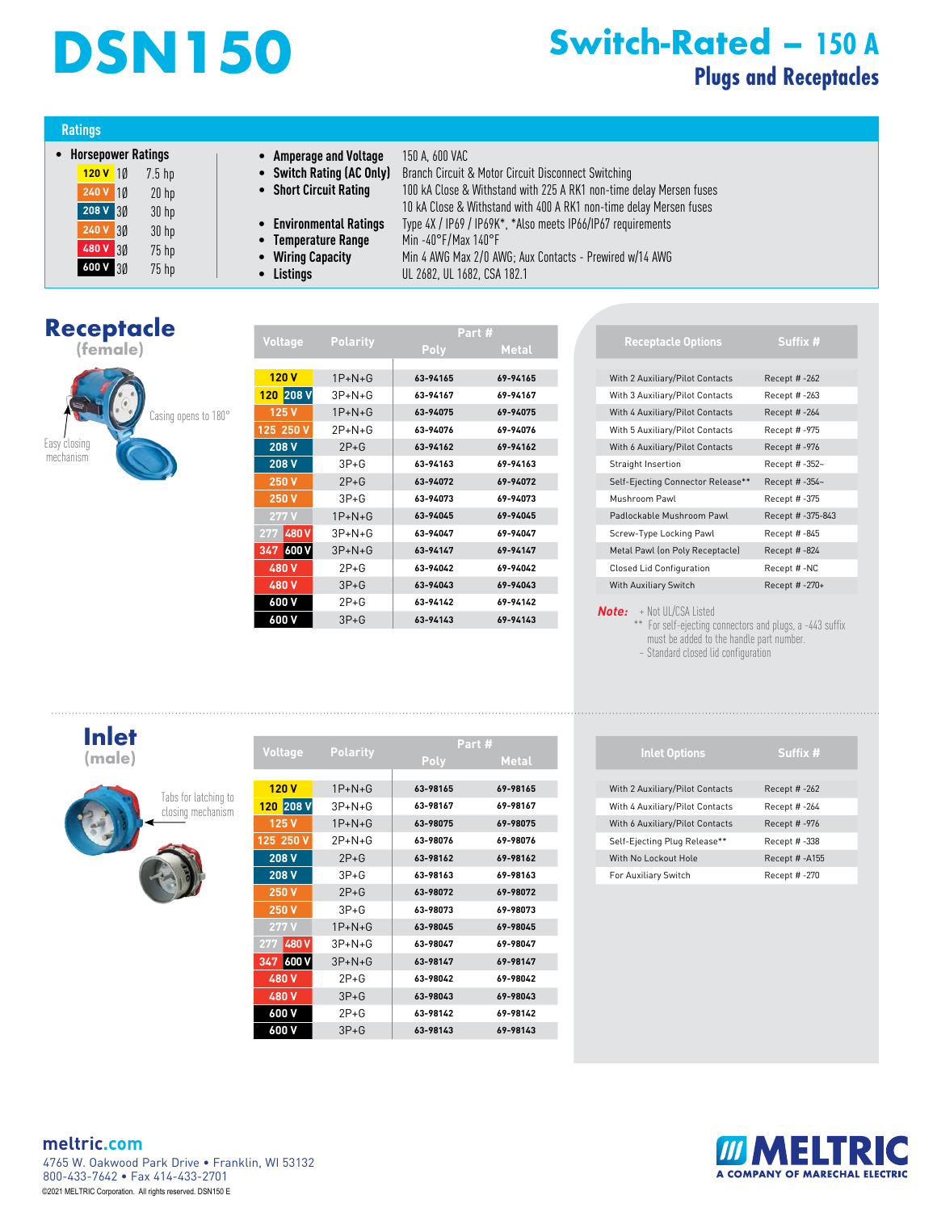# DSN150

## Switch-Rated – 150 A
### Plugs and Receptacles

## Ratings

- **Horsepower Ratings**

| Voltage | Phase | Rating |
|---|---|---|
| 120 V | 1Ø | 7.5 hp |
| 240 V | 1Ø | 20 hp |
| 208 V | 3Ø | 30 hp |
| 240 V | 3Ø | 30 hp |
| 480 V | 3Ø | 75 hp |
| 600 V | 3Ø | 75 hp |

- **Amperage and Voltage** 150 A, 600 VAC
- **Switch Rating (AC Only)** Branch Circuit & Motor Circuit Disconnect Switching
- **Short Circuit Rating** 100 kA Close & Withstand with 225 A RK1 non-time delay Mersen fuses
  10 kA Close & Withstand with 400 A RK1 non-time delay Mersen fuses
- **Environmental Ratings** Type 4X / IP69 / IP69K*, *Also meets IP66/IP67 requirements
- **Temperature Range** Min -40°F/Max 140°F
- **Wiring Capacity** Min 4 AWG Max 2/0 AWG; Aux Contacts - Prewired w/14 AWG
- **Listings** UL 2682, UL 1682, CSA 182.1

## Receptacle (female)

Casing opens to 180°

Easy closing mechanism

| Voltage | Polarity | Part # | |
|---|---|---|---|
| | | Poly | Metal |
| 120 V | 1P+N+G | 63-94165 | 69-94165 |
| 120 208 V | 3P+N+G | 63-94167 | 69-94167 |
| 125 V | 1P+N+G | 63-94075 | 69-94075 |
| 125 250 V | 2P+N+G | 63-94076 | 69-94076 |
| 208 V | 2P+G | 63-94162 | 69-94162 |
| 208 V | 3P+G | 63-94163 | 69-94163 |
| 250 V | 2P+G | 63-94072 | 69-94072 |
| 250 V | 3P+G | 63-94073 | 69-94073 |
| 277 V | 1P+N+G | 63-94045 | 69-94045 |
| 277 480 V | 3P+N+G | 63-94047 | 69-94047 |
| 347 600 V | 3P+N+G | 63-94147 | 69-94147 |
| 480 V | 2P+G | 63-94042 | 69-94042 |
| 480 V | 3P+G | 63-94043 | 69-94043 |
| 600 V | 2P+G | 63-94142 | 69-94142 |
| 600 V | 3P+G | 63-94143 | 69-94143 |

| Receptacle Options | Suffix # |
|---|---|
| With 2 Auxiliary/Pilot Contacts | Recept # -262 |
| With 3 Auxiliary/Pilot Contacts | Recept # -263 |
| With 4 Auxiliary/Pilot Contacts | Recept # -264 |
| With 5 Auxiliary/Pilot Contacts | Recept # -975 |
| With 6 Auxiliary/Pilot Contacts | Recept # -976 |
| Straight Insertion | Recept # -352~ |
| Self-Ejecting Connector Release** | Recept # -354~ |
| Mushroom Pawl | Recept # -375 |
| Padlockable Mushroom Pawl | Recept # -375-843 |
| Screw-Type Locking Pawl | Recept # -845 |
| Metal Pawl (on Poly Receptacle) | Recept # -824 |
| Closed Lid Configuration | Recept # -NC |
| With Auxiliary Switch | Recept # -270+ |

***Note:*** + Not UL/CSA Listed
** For self-ejecting connectors and plugs, a -443 suffix must be added to the handle part number.
~ Standard closed lid configuration

## Inlet (male)

Tabs for latching to closing mechanism

| Voltage | Polarity | Part # | |
|---|---|---|---|
| | | Poly | Metal |
| 120 V | 1P+N+G | 63-98165 | 69-98165 |
| 120 208 V | 3P+N+G | 63-98167 | 69-98167 |
| 125 V | 1P+N+G | 63-98075 | 69-98075 |
| 125 250 V | 2P+N+G | 63-98076 | 69-98076 |
| 208 V | 2P+G | 63-98162 | 69-98162 |
| 208 V | 3P+G | 63-98163 | 69-98163 |
| 250 V | 2P+G | 63-98072 | 69-98072 |
| 250 V | 3P+G | 63-98073 | 69-98073 |
| 277 V | 1P+N+G | 63-98045 | 69-98045 |
| 277 480 V | 3P+N+G | 63-98047 | 69-98047 |
| 347 600 V | 3P+N+G | 63-98147 | 69-98147 |
| 480 V | 2P+G | 63-98042 | 69-98042 |
| 480 V | 3P+G | 63-98043 | 69-98043 |
| 600 V | 2P+G | 63-98142 | 69-98142 |
| 600 V | 3P+G | 63-98143 | 69-98143 |

| Inlet Options | Suffix # |
|---|---|
| With 2 Auxiliary/Pilot Contacts | Recept # -262 |
| With 4 Auxiliary/Pilot Contacts | Recept # -264 |
| With 6 Auxiliary/Pilot Contacts | Recept # -976 |
| Self-Ejecting Plug Release** | Recept # -338 |
| With No Lockout Hole | Recept # -A155 |
| For Auxiliary Switch | Recept # -270 |

meltric.com
4765 W. Oakwood Park Drive • Franklin, WI 53132
800-433-7642 • Fax 414-433-2701
©2021 MELTRIC Corporation. All rights reserved. DSN150 E

MELTRIC
A COMPANY OF MARECHAL ELECTRIC